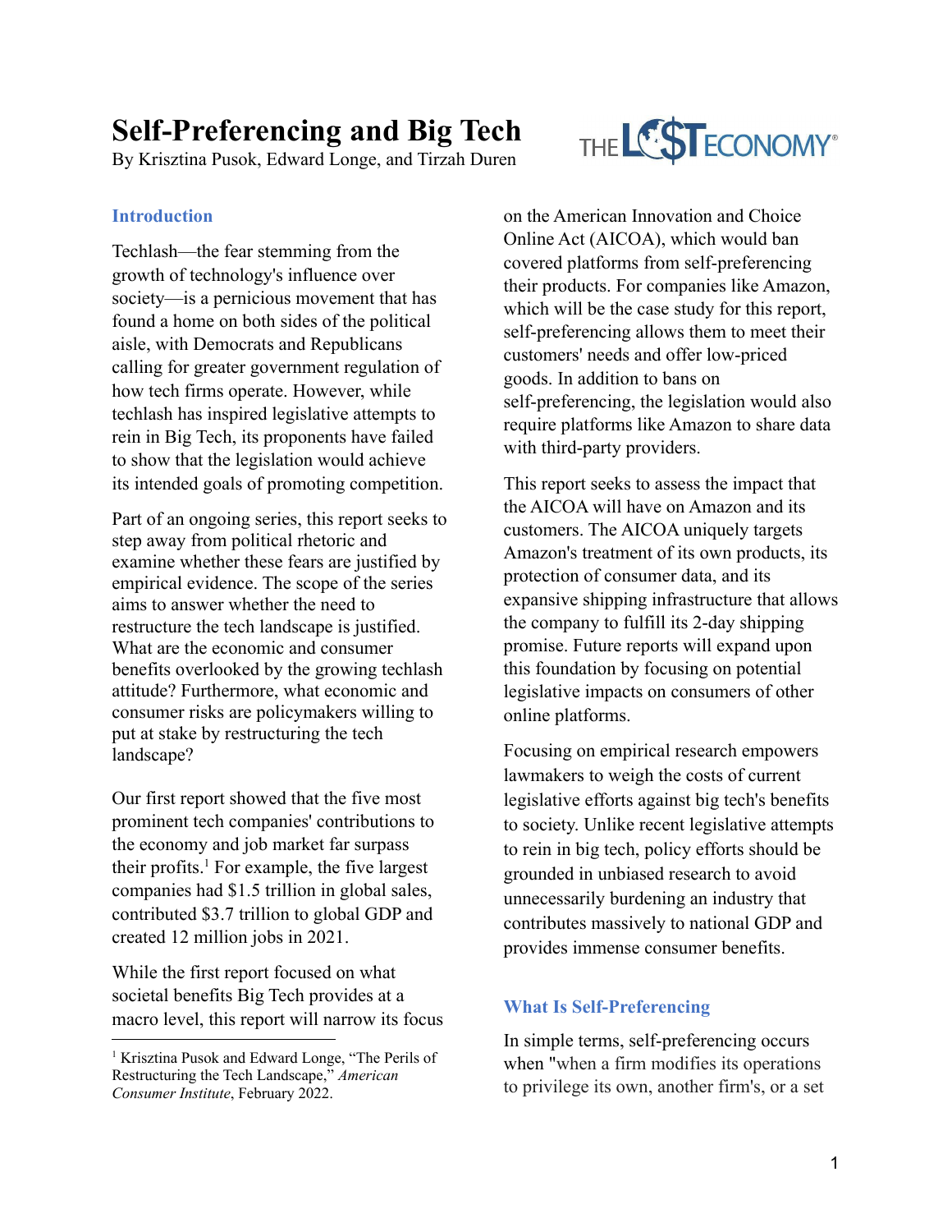# Self-Preferencing and Big Tech

By Krisztina Pusok, Edward Longe, and Tirzah Duren

## Introduction

Techlash—the fear stemming from the growth of technology's influence over society—is a pernicious movement that has found a home on both sides of the political aisle, with Democrats and Republicans calling for greater government regulation of how tech firms operate. However, while techlash has inspired legislative attempts to rein in Big Tech, its proponents have failed to show that the legislation would achieve its intended goals of promoting competition.

Part of an ongoing series, this report seeks to step away from political rhetoric and examine whether these fears are justified by empirical evidence. The scope of the series aims to answer whether the need to restructure the tech landscape is justified. What are the economic and consumer benefits overlooked by the growing techlash attitude? Furthermore, what economic and consumer risks are policymakers willing to put at stake by restructuring the tech landscape?

Our first report showed that the five most prominent tech companies' contributions to the economy and job market far surpass their profits.[1] For example, the five largest companies had $1.5 trillion in global sales, contributed $3.7 trillion to global GDP and created 12 million jobs in 2021.

While the first report focused on what societal benefits Big Tech provides at a macro level, this report will narrow its focus on the American Innovation and Choice Online Act (AICOA), which would ban covered platforms from self-preferencing their products. For companies like Amazon, which will be the case study for this report, self-preferencing allows them to meet their customers' needs and offer low-priced goods. In addition to bans on self-preferencing, the legislation would also require platforms like Amazon to share data with third-party providers.

This report seeks to assess the impact that the AICOA will have on Amazon and its customers. The AICOA uniquely targets Amazon's treatment of its own products, its protection of consumer data, and its expansive shipping infrastructure that allows the company to fulfill its 2-day shipping promise. Future reports will expand upon this foundation by focusing on potential legislative impacts on consumers of other online platforms.

Focusing on empirical research empowers lawmakers to weigh the costs of current legislative efforts against big tech's benefits to society. Unlike recent legislative attempts to rein in big tech, policy efforts should be grounded in unbiased research to avoid unnecessarily burdening an industry that contributes massively to national GDP and provides immense consumer benefits.

## What Is Self-Preferencing

In simple terms, self-preferencing occurs when "when a firm modifies its operations to privilege its own, another firm's, or a set

---

[1] Krisztina Pusok and Edward Longe, "The Perils of Restructuring the Tech Landscape," *American Consumer Institute*, February 2022.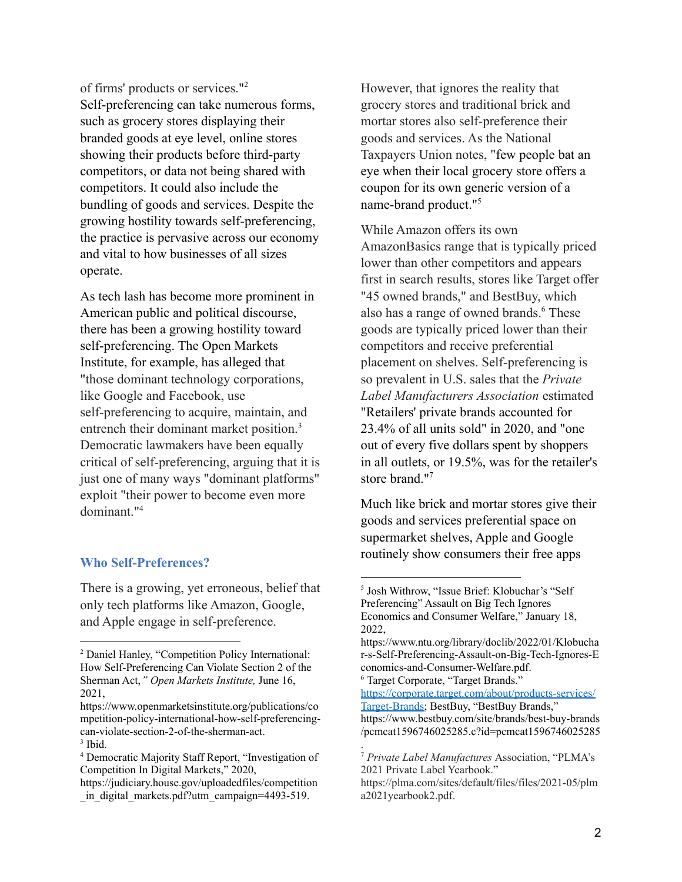of firms' products or services."[2] Self-preferencing can take numerous forms, such as grocery stores displaying their branded goods at eye level, online stores showing their products before third-party competitors, or data not being shared with competitors. It could also include the bundling of goods and services. Despite the growing hostility towards self-preferencing, the practice is pervasive across our economy and vital to how businesses of all sizes operate.

As tech lash has become more prominent in American public and political discourse, there has been a growing hostility toward self-preferencing. The Open Markets Institute, for example, has alleged that "those dominant technology corporations, like Google and Facebook, use self-preferencing to acquire, maintain, and entrench their dominant market position.[3] Democratic lawmakers have been equally critical of self-preferencing, arguing that it is just one of many ways "dominant platforms" exploit "their power to become even more dominant."[4]

## Who Self-Preferences?

There is a growing, yet erroneous, belief that only tech platforms like Amazon, Google, and Apple engage in self-preference. However, that ignores the reality that grocery stores and traditional brick and mortar stores also self-preference their goods and services. As the National Taxpayers Union notes, "few people bat an eye when their local grocery store offers a coupon for its own generic version of a name-brand product."[5]

While Amazon offers its own AmazonBasics range that is typically priced lower than other competitors and appears first in search results, stores like Target offer "45 owned brands," and BestBuy, which also has a range of owned brands.[6] These goods are typically priced lower than their competitors and receive preferential placement on shelves. Self-preferencing is so prevalent in U.S. sales that the *Private Label Manufacturers Association* estimated "Retailers' private brands accounted for 23.4% of all units sold" in 2020, and "one out of every five dollars spent by shoppers in all outlets, or 19.5%, was for the retailer's store brand."[7]

Much like brick and mortar stores give their goods and services preferential space on supermarket shelves, Apple and Google routinely show consumers their free apps

---

[2] Daniel Hanley, "Competition Policy International: How Self-Preferencing Can Violate Section 2 of the Sherman Act," *Open Markets Institute,* June 16, 2021, https://www.openmarketsinstitute.org/publications/competition-policy-international-how-self-preferencing-can-violate-section-2-of-the-sherman-act.

[3] Ibid.

[4] Democratic Majority Staff Report, "Investigation of Competition In Digital Markets," 2020, https://judiciary.house.gov/uploadedfiles/competition_in_digital_markets.pdf?utm_campaign=4493-519.

[5] Josh Withrow, "Issue Brief: Klobuchar's "Self Preferencing" Assault on Big Tech Ignores Economics and Consumer Welfare," January 18, 2022, https://www.ntu.org/library/doclib/2022/01/Klobuchar-s-Self-Preferencing-Assault-on-Big-Tech-Ignores-Economics-and-Consumer-Welfare.pdf.

[6] Target Corporate, "Target Brands." https://corporate.target.com/about/products-services/Target-Brands; BestBuy, "BestBuy Brands," https://www.bestbuy.com/site/brands/best-buy-brands/pcmcat1596746025285.c?id=pcmcat1596746025285.

[7] *Private Label Manufactures* Association, "PLMA's 2021 Private Label Yearbook." https://plma.com/sites/default/files/files/2021-05/plma2021yearbook2.pdf.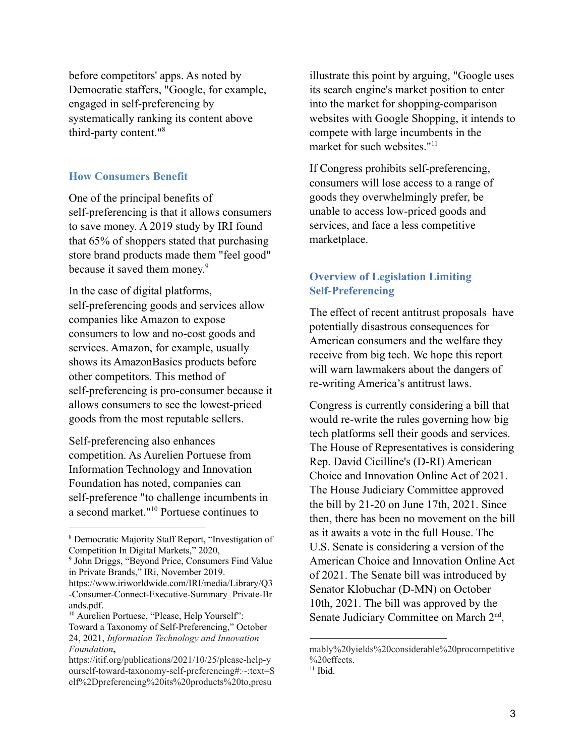before competitors' apps. As noted by Democratic staffers, "Google, for example, engaged in self-preferencing by systematically ranking its content above third-party content."[8]

## How Consumers Benefit

One of the principal benefits of self-preferencing is that it allows consumers to save money. A 2019 study by IRI found that 65% of shoppers stated that purchasing store brand products made them "feel good" because it saved them money.[9]

In the case of digital platforms, self-preferencing goods and services allow companies like Amazon to expose consumers to low and no-cost goods and services. Amazon, for example, usually shows its AmazonBasics products before other competitors. This method of self-preferencing is pro-consumer because it allows consumers to see the lowest-priced goods from the most reputable sellers.

Self-preferencing also enhances competition. As Aurelien Portuese from Information Technology and Innovation Foundation has noted, companies can self-preference "to challenge incumbents in a second market."[10] Portuese continues to illustrate this point by arguing, "Google uses its search engine's market position to enter into the market for shopping-comparison websites with Google Shopping, it intends to compete with large incumbents in the market for such websites."[11]

If Congress prohibits self-preferencing, consumers will lose access to a range of goods they overwhelmingly prefer, be unable to access low-priced goods and services, and face a less competitive marketplace.

## Overview of Legislation Limiting Self-Preferencing

The effect of recent antitrust proposals have potentially disastrous consequences for American consumers and the welfare they receive from big tech. We hope this report will warn lawmakers about the dangers of re-writing America's antitrust laws.

Congress is currently considering a bill that would re-write the rules governing how big tech platforms sell their goods and services. The House of Representatives is considering Rep. David Cicilline's (D-RI) American Choice and Innovation Online Act of 2021. The House Judiciary Committee approved the bill by 21-20 on June 17th, 2021. Since then, there has been no movement on the bill as it awaits a vote in the full House. The U.S. Senate is considering a version of the American Choice and Innovation Online Act of 2021. The Senate bill was introduced by Senator Klobuchar (D-MN) on October 10th, 2021. The bill was approved by the Senate Judiciary Committee on March 2nd,

---

[8] Democratic Majority Staff Report, "Investigation of Competition In Digital Markets," 2020,

[9] John Driggs, "Beyond Price, Consumers Find Value in Private Brands," IRi, November 2019. https://www.iriworldwide.com/IRI/media/Library/Q3-Consumer-Connect-Executive-Summary_Private-Brands.pdf.

[10] Aurelien Portuese, "Please, Help Yourself": Toward a Taxonomy of Self-Preferencing," October 24, 2021, *Information Technology and Innovation Foundation*, https://itif.org/publications/2021/10/25/please-help-yourself-toward-taxonomy-self-preferencing#:~:text=Self%2Dpreferencing%20its%20products%20to,presumably%20yields%20considerable%20procompetitive%20effects.

[11] Ibid.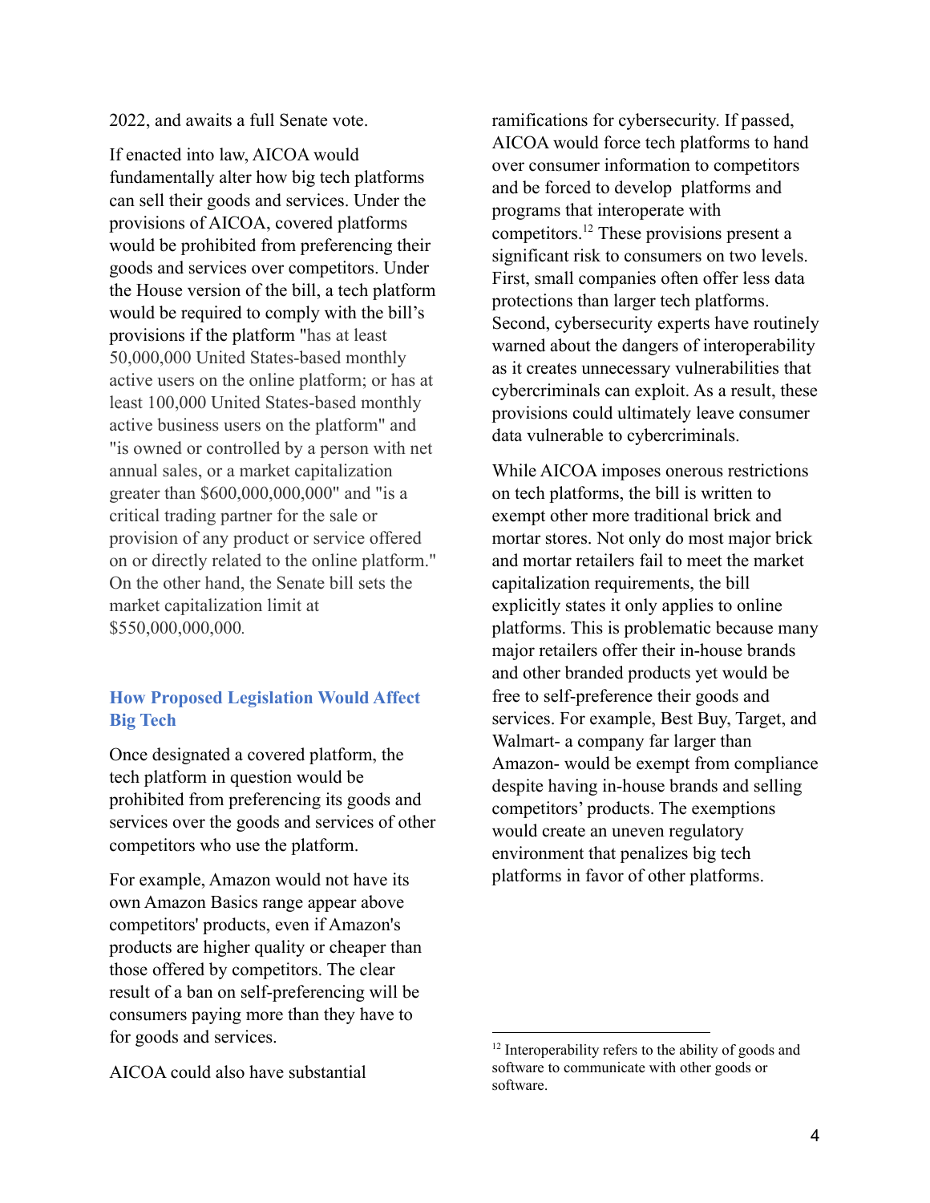2022, and awaits a full Senate vote.

If enacted into law, AICOA would fundamentally alter how big tech platforms can sell their goods and services. Under the provisions of AICOA, covered platforms would be prohibited from preferencing their goods and services over competitors. Under the House version of the bill, a tech platform would be required to comply with the bill's provisions if the platform "has at least 50,000,000 United States-based monthly active users on the online platform; or has at least 100,000 United States-based monthly active business users on the platform" and "is owned or controlled by a person with net annual sales, or a market capitalization greater than $600,000,000,000" and "is a critical trading partner for the sale or provision of any product or service offered on or directly related to the online platform." On the other hand, the Senate bill sets the market capitalization limit at $550,000,000,000.

## How Proposed Legislation Would Affect Big Tech

Once designated a covered platform, the tech platform in question would be prohibited from preferencing its goods and services over the goods and services of other competitors who use the platform.

For example, Amazon would not have its own Amazon Basics range appear above competitors' products, even if Amazon's products are higher quality or cheaper than those offered by competitors. The clear result of a ban on self-preferencing will be consumers paying more than they have to for goods and services.

AICOA could also have substantial ramifications for cybersecurity. If passed, AICOA would force tech platforms to hand over consumer information to competitors and be forced to develop platforms and programs that interoperate with competitors.[12] These provisions present a significant risk to consumers on two levels. First, small companies often offer less data protections than larger tech platforms. Second, cybersecurity experts have routinely warned about the dangers of interoperability as it creates unnecessary vulnerabilities that cybercriminals can exploit. As a result, these provisions could ultimately leave consumer data vulnerable to cybercriminals.

While AICOA imposes onerous restrictions on tech platforms, the bill is written to exempt other more traditional brick and mortar stores. Not only do most major brick and mortar retailers fail to meet the market capitalization requirements, the bill explicitly states it only applies to online platforms. This is problematic because many major retailers offer their in-house brands and other branded products yet would be free to self-preference their goods and services. For example, Best Buy, Target, and Walmart- a company far larger than Amazon- would be exempt from compliance despite having in-house brands and selling competitors' products. The exemptions would create an uneven regulatory environment that penalizes big tech platforms in favor of other platforms.

---

[12] Interoperability refers to the ability of goods and software to communicate with other goods or software.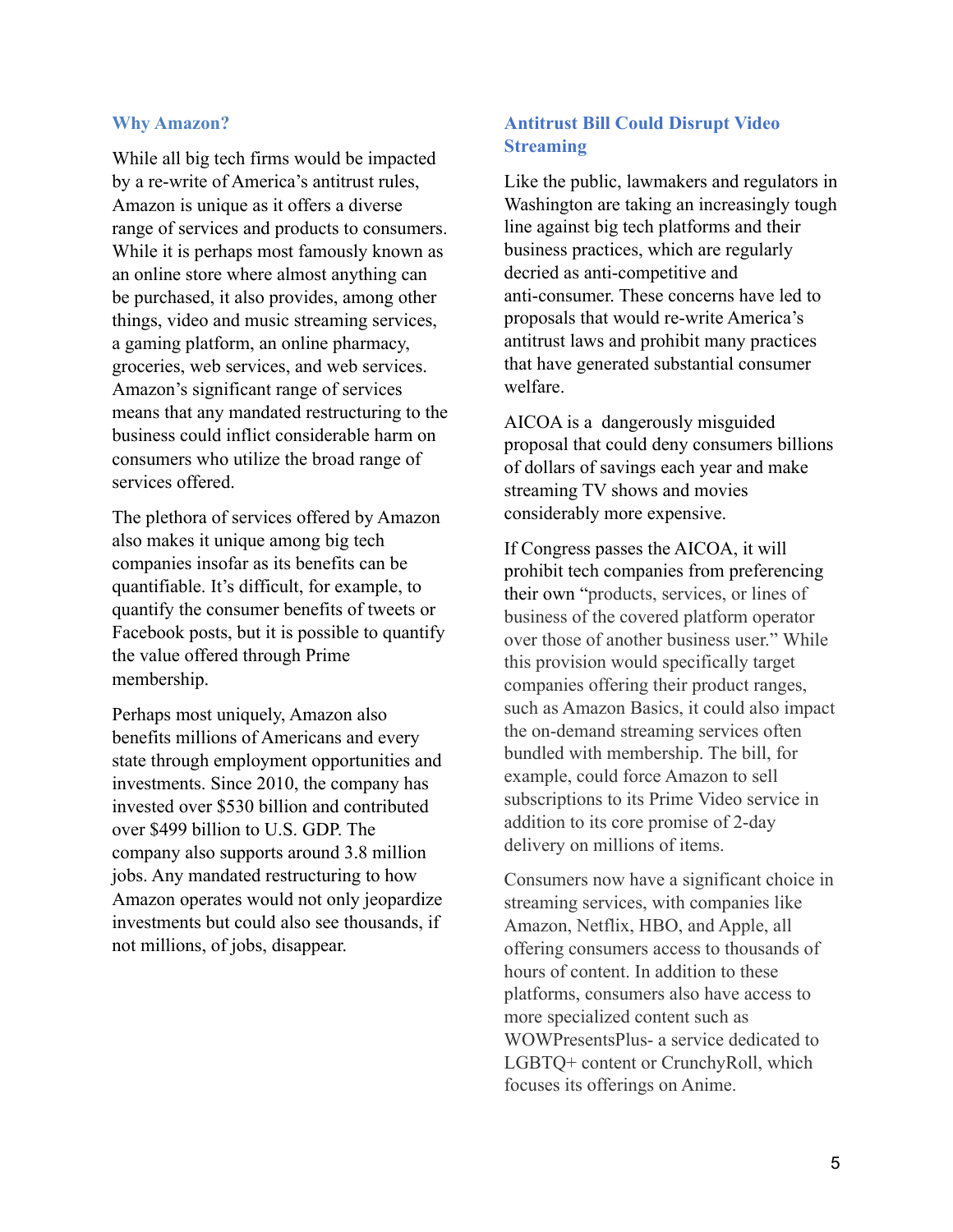## Why Amazon?

While all big tech firms would be impacted by a re-write of America's antitrust rules, Amazon is unique as it offers a diverse range of services and products to consumers. While it is perhaps most famously known as an online store where almost anything can be purchased, it also provides, among other things, video and music streaming services, a gaming platform, an online pharmacy, groceries, web services, and web services. Amazon's significant range of services means that any mandated restructuring to the business could inflict considerable harm on consumers who utilize the broad range of services offered.

The plethora of services offered by Amazon also makes it unique among big tech companies insofar as its benefits can be quantifiable. It's difficult, for example, to quantify the consumer benefits of tweets or Facebook posts, but it is possible to quantify the value offered through Prime membership.

Perhaps most uniquely, Amazon also benefits millions of Americans and every state through employment opportunities and investments. Since 2010, the company has invested over $530 billion and contributed over $499 billion to U.S. GDP. The company also supports around 3.8 million jobs. Any mandated restructuring to how Amazon operates would not only jeopardize investments but could also see thousands, if not millions, of jobs, disappear.

## Antitrust Bill Could Disrupt Video Streaming

Like the public, lawmakers and regulators in Washington are taking an increasingly tough line against big tech platforms and their business practices, which are regularly decried as anti-competitive and anti-consumer. These concerns have led to proposals that would re-write America's antitrust laws and prohibit many practices that have generated substantial consumer welfare.

AICOA is a dangerously misguided proposal that could deny consumers billions of dollars of savings each year and make streaming TV shows and movies considerably more expensive.

If Congress passes the AICOA, it will prohibit tech companies from preferencing their own "products, services, or lines of business of the covered platform operator over those of another business user." While this provision would specifically target companies offering their product ranges, such as Amazon Basics, it could also impact the on-demand streaming services often bundled with membership. The bill, for example, could force Amazon to sell subscriptions to its Prime Video service in addition to its core promise of 2-day delivery on millions of items.

Consumers now have a significant choice in streaming services, with companies like Amazon, Netflix, HBO, and Apple, all offering consumers access to thousands of hours of content. In addition to these platforms, consumers also have access to more specialized content such as WOWPresentsPlus- a service dedicated to LGBTQ+ content or CrunchyRoll, which focuses its offerings on Anime.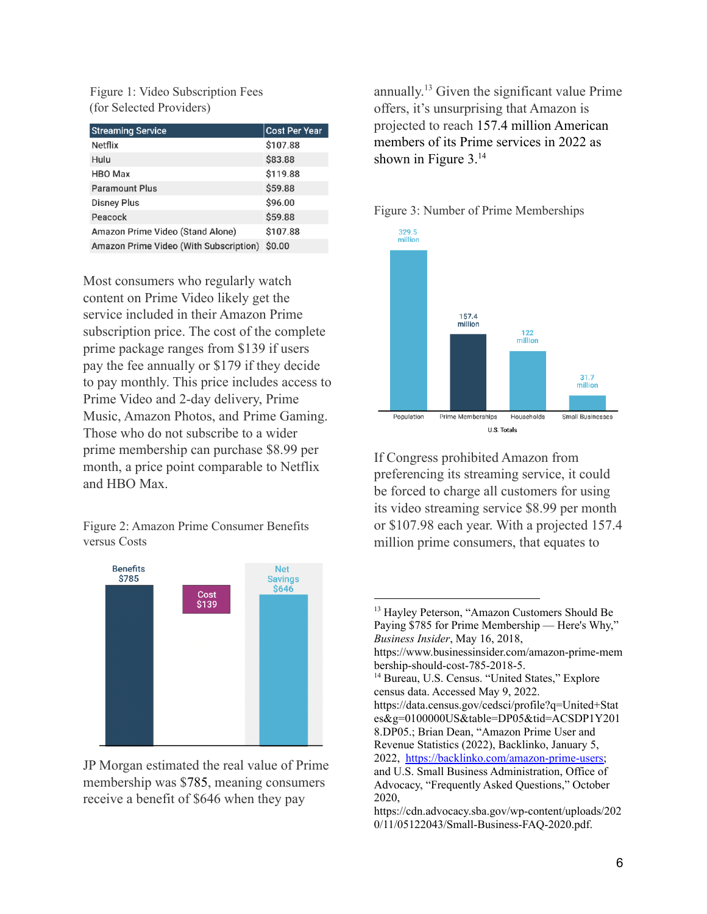Figure 1: Video Subscription Fees (for Selected Providers)

| Streaming Service | Cost Per Year |
|---|---|
| Netflix | $107.88 |
| Hulu | $83.88 |
| HBO Max | $119.88 |
| Paramount Plus | $59.88 |
| Disney Plus | $96.00 |
| Peacock | $59.88 |
| Amazon Prime Video (Stand Alone) | $107.88 |
| Amazon Prime Video (With Subscription) | $0.00 |

Most consumers who regularly watch content on Prime Video likely get the service included in their Amazon Prime subscription price. The cost of the complete prime package ranges from $139 if users pay the fee annually or $179 if they decide to pay monthly. This price includes access to Prime Video and 2-day delivery, Prime Music, Amazon Photos, and Prime Gaming. Those who do not subscribe to a wider prime membership can purchase $8.99 per month, a price point comparable to Netflix and HBO Max.

Figure 2: Amazon Prime Consumer Benefits versus Costs

Benefits $785 | Cost $139 | Net Savings $646

JP Morgan estimated the real value of Prime membership was $785, meaning consumers receive a benefit of $646 when they pay annually.[13] Given the significant value Prime offers, it's unsurprising that Amazon is projected to reach 157.4 million American members of its Prime services in 2022 as shown in Figure 3.[14]

Figure 3: Number of Prime Memberships

U.S. Totals: Population 329.5 million | Prime Memberships 157.4 million | Households 122 million | Small Businesses 31.7 million

If Congress prohibited Amazon from preferencing its streaming service, it could be forced to charge all customers for using its video streaming service $8.99 per month or $107.98 each year. With a projected 157.4 million prime consumers, that equates to

---

[13] Hayley Peterson, "Amazon Customers Should Be Paying $785 for Prime Membership — Here's Why," *Business Insider*, May 16, 2018, https://www.businessinsider.com/amazon-prime-membership-should-cost-785-2018-5.

[14] Bureau, U.S. Census. "United States," Explore census data. Accessed May 9, 2022. https://data.census.gov/cedsci/profile?q=United+States&g=0100000US&table=DP05&tid=ACSDP1Y2018.DP05.; Brian Dean, "Amazon Prime User and Revenue Statistics (2022), Backlinko, January 5, 2022, https://backlinko.com/amazon-prime-users; and U.S. Small Business Administration, Office of Advocacy, "Frequently Asked Questions," October 2020, https://cdn.advocacy.sba.gov/wp-content/uploads/2020/11/05122043/Small-Business-FAQ-2020.pdf.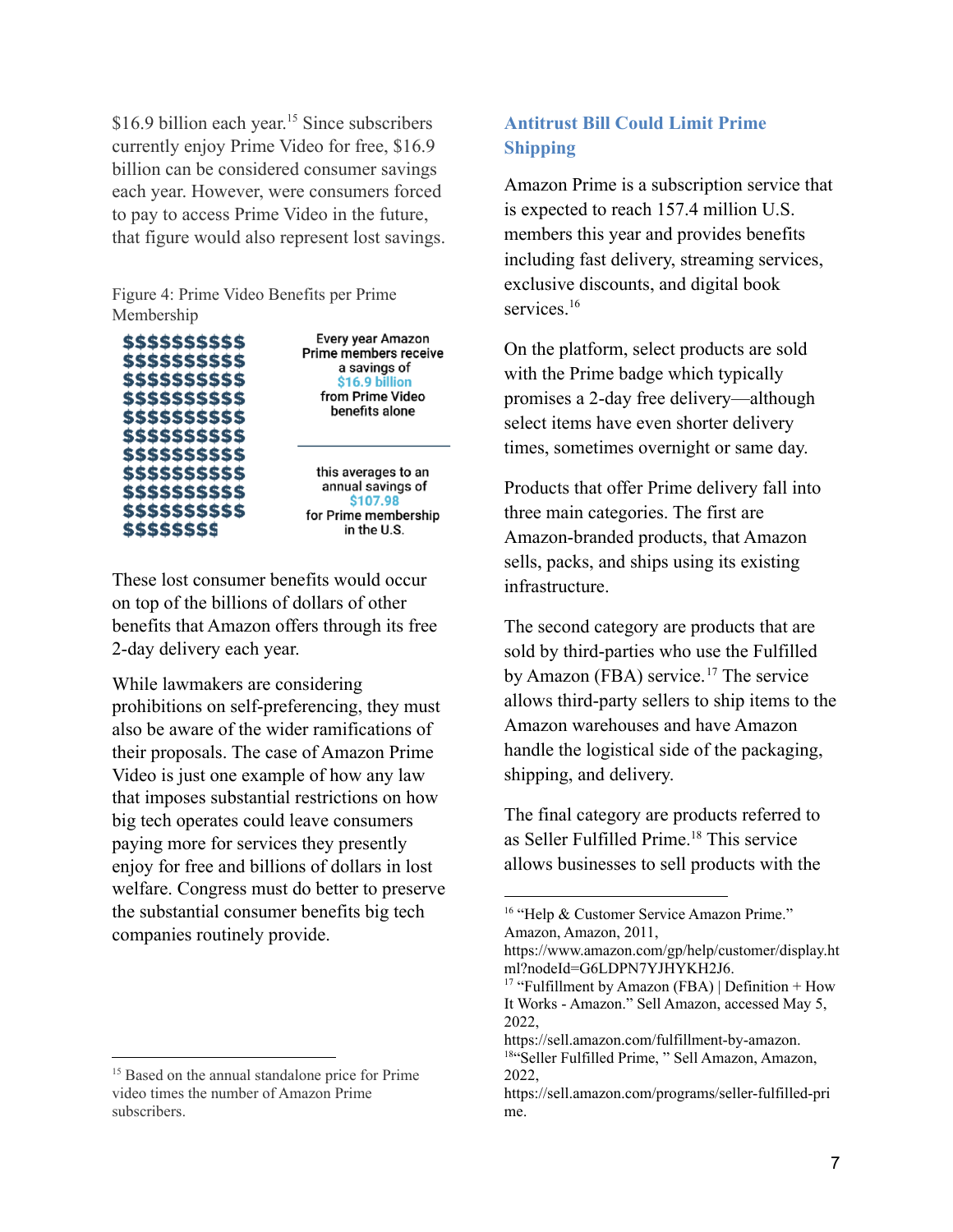$16.9 billion each year.[15] Since subscribers currently enjoy Prime Video for free, $16.9 billion can be considered consumer savings each year. However, were consumers forced to pay to access Prime Video in the future, that figure would also represent lost savings.

Figure 4: Prime Video Benefits per Prime Membership

Every year Amazon Prime members receive a savings of $16.9 billion from Prime Video benefits alone

this averages to an annual savings of $107.98 for Prime membership in the U.S.

These lost consumer benefits would occur on top of the billions of dollars of other benefits that Amazon offers through its free 2-day delivery each year.

While lawmakers are considering prohibitions on self-preferencing, they must also be aware of the wider ramifications of their proposals. The case of Amazon Prime Video is just one example of how any law that imposes substantial restrictions on how big tech operates could leave consumers paying more for services they presently enjoy for free and billions of dollars in lost welfare. Congress must do better to preserve the substantial consumer benefits big tech companies routinely provide.

## Antitrust Bill Could Limit Prime Shipping

Amazon Prime is a subscription service that is expected to reach 157.4 million U.S. members this year and provides benefits including fast delivery, streaming services, exclusive discounts, and digital book services.[16]

On the platform, select products are sold with the Prime badge which typically promises a 2-day free delivery—although select items have even shorter delivery times, sometimes overnight or same day.

Products that offer Prime delivery fall into three main categories. The first are Amazon-branded products, that Amazon sells, packs, and ships using its existing infrastructure.

The second category are products that are sold by third-parties who use the Fulfilled by Amazon (FBA) service.[17] The service allows third-party sellers to ship items to the Amazon warehouses and have Amazon handle the logistical side of the packaging, shipping, and delivery.

The final category are products referred to as Seller Fulfilled Prime.[18] This service allows businesses to sell products with the

---

[15] Based on the annual standalone price for Prime video times the number of Amazon Prime subscribers.

[16] "Help & Customer Service Amazon Prime." Amazon, Amazon, 2011, https://www.amazon.com/gp/help/customer/display.html?nodeId=G6LDPN7YJHYKH2J6.

[17] "Fulfillment by Amazon (FBA) | Definition + How It Works - Amazon." Sell Amazon, accessed May 5, 2022, https://sell.amazon.com/fulfillment-by-amazon.

[18] "Seller Fulfilled Prime, " Sell Amazon, Amazon, 2022, https://sell.amazon.com/programs/seller-fulfilled-prime.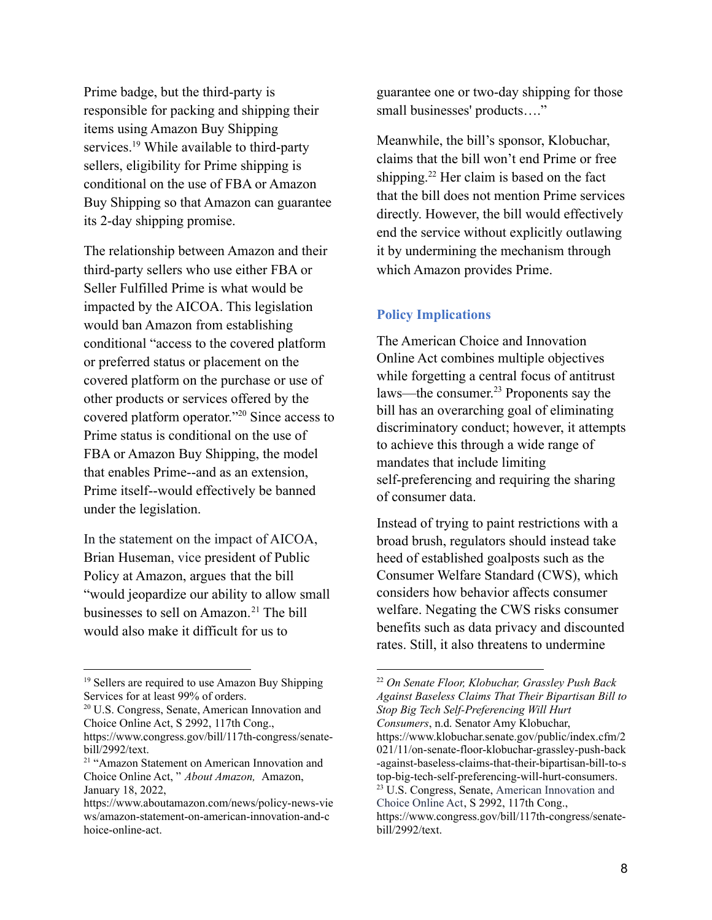Prime badge, but the third-party is responsible for packing and shipping their items using Amazon Buy Shipping services.[19] While available to third-party sellers, eligibility for Prime shipping is conditional on the use of FBA or Amazon Buy Shipping so that Amazon can guarantee its 2-day shipping promise.

The relationship between Amazon and their third-party sellers who use either FBA or Seller Fulfilled Prime is what would be impacted by the AICOA. This legislation would ban Amazon from establishing conditional "access to the covered platform or preferred status or placement on the covered platform on the purchase or use of other products or services offered by the covered platform operator."[20] Since access to Prime status is conditional on the use of FBA or Amazon Buy Shipping, the model that enables Prime--and as an extension, Prime itself--would effectively be banned under the legislation.

In the statement on the impact of AICOA, Brian Huseman, vice president of Public Policy at Amazon, argues that the bill "would jeopardize our ability to allow small businesses to sell on Amazon.[21] The bill would also make it difficult for us to guarantee one or two-day shipping for those small businesses' products…."

Meanwhile, the bill's sponsor, Klobuchar, claims that the bill won't end Prime or free shipping.[22] Her claim is based on the fact that the bill does not mention Prime services directly. However, the bill would effectively end the service without explicitly outlawing it by undermining the mechanism through which Amazon provides Prime.

## Policy Implications

The American Choice and Innovation Online Act combines multiple objectives while forgetting a central focus of antitrust laws—the consumer.[23] Proponents say the bill has an overarching goal of eliminating discriminatory conduct; however, it attempts to achieve this through a wide range of mandates that include limiting self-preferencing and requiring the sharing of consumer data.

Instead of trying to paint restrictions with a broad brush, regulators should instead take heed of established goalposts such as the Consumer Welfare Standard (CWS), which considers how behavior affects consumer welfare. Negating the CWS risks consumer benefits such as data privacy and discounted rates. Still, it also threatens to undermine

---

[19] Sellers are required to use Amazon Buy Shipping Services for at least 99% of orders.

[20] U.S. Congress, Senate, American Innovation and Choice Online Act, S 2992, 117th Cong., https://www.congress.gov/bill/117th-congress/senate-bill/2992/text.

[21] "Amazon Statement on American Innovation and Choice Online Act, " *About Amazon,* Amazon, January 18, 2022, https://www.aboutamazon.com/news/policy-news-views/amazon-statement-on-american-innovation-and-choice-online-act.

[22] *On Senate Floor, Klobuchar, Grassley Push Back Against Baseless Claims That Their Bipartisan Bill to Stop Big Tech Self-Preferencing Will Hurt Consumers*, n.d. Senator Amy Klobuchar, https://www.klobuchar.senate.gov/public/index.cfm/2021/11/on-senate-floor-klobuchar-grassley-push-back-against-baseless-claims-that-their-bipartisan-bill-to-stop-big-tech-self-preferencing-will-hurt-consumers.

[23] U.S. Congress, Senate, American Innovation and Choice Online Act, S 2992, 117th Cong., https://www.congress.gov/bill/117th-congress/senate-bill/2992/text.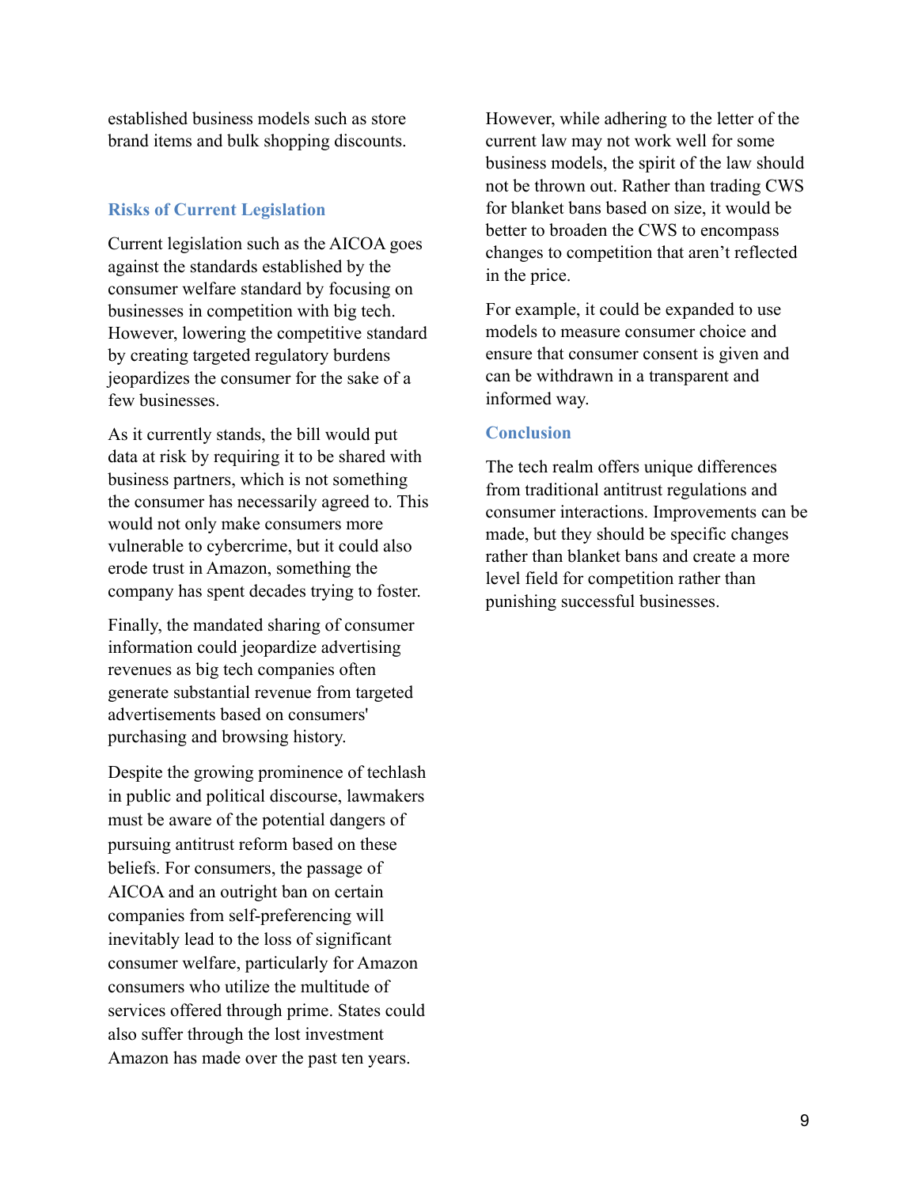established business models such as store brand items and bulk shopping discounts.

## Risks of Current Legislation

Current legislation such as the AICOA goes against the standards established by the consumer welfare standard by focusing on businesses in competition with big tech. However, lowering the competitive standard by creating targeted regulatory burdens jeopardizes the consumer for the sake of a few businesses.

As it currently stands, the bill would put data at risk by requiring it to be shared with business partners, which is not something the consumer has necessarily agreed to. This would not only make consumers more vulnerable to cybercrime, but it could also erode trust in Amazon, something the company has spent decades trying to foster.

Finally, the mandated sharing of consumer information could jeopardize advertising revenues as big tech companies often generate substantial revenue from targeted advertisements based on consumers' purchasing and browsing history.

Despite the growing prominence of techlash in public and political discourse, lawmakers must be aware of the potential dangers of pursuing antitrust reform based on these beliefs. For consumers, the passage of AICOA and an outright ban on certain companies from self-preferencing will inevitably lead to the loss of significant consumer welfare, particularly for Amazon consumers who utilize the multitude of services offered through prime. States could also suffer through the lost investment Amazon has made over the past ten years.

However, while adhering to the letter of the current law may not work well for some business models, the spirit of the law should not be thrown out. Rather than trading CWS for blanket bans based on size, it would be better to broaden the CWS to encompass changes to competition that aren't reflected in the price.

For example, it could be expanded to use models to measure consumer choice and ensure that consumer consent is given and can be withdrawn in a transparent and informed way.

## Conclusion

The tech realm offers unique differences from traditional antitrust regulations and consumer interactions. Improvements can be made, but they should be specific changes rather than blanket bans and create a more level field for competition rather than punishing successful businesses.